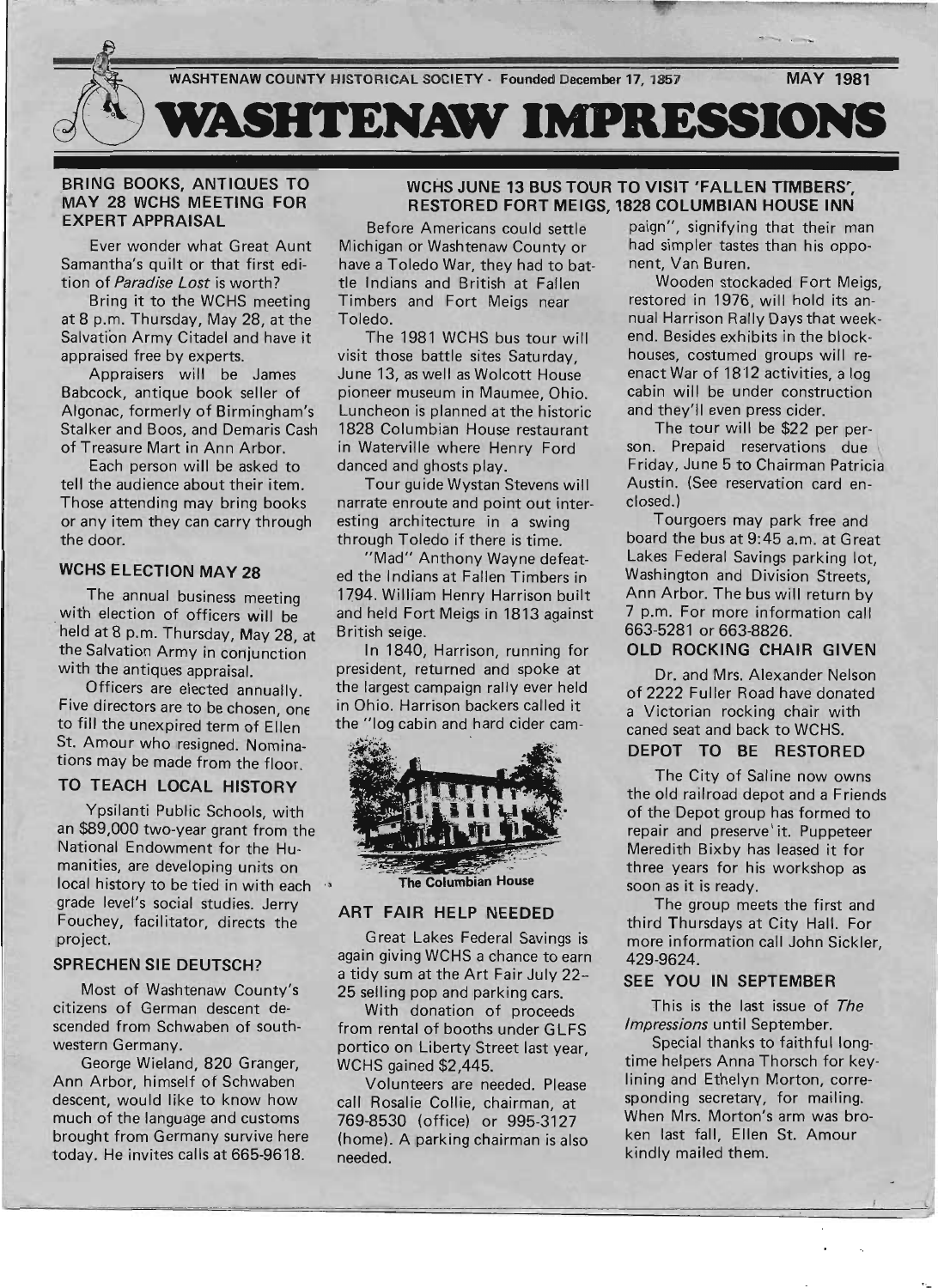WASHTENAW COUNTY HISTORICAL SOCIETY · Founded December 17, 1857 MAY 1981

# WASHTENAW IMPRESSIONS

## BRING BOOKS, ANTIQUES TO MAY 28 WCHS MEETING FOR EXPERT APPRAISAL

Ever wonder what Great Aunt Samantha's quilt or that first edition of *Paradise Lost* is worth?

Bring it to the WCHS meeting at 8 p.m. Thursday, May 28, at the Salvation Army Citadel and have it appraised free by experts.

Appraisers will be James Babcock, antique book seller of Algonac, formerly of Birmingham's Stalker and Boos, and Demaris Cash of Treasure Mart in Ann Arbor.

Each person will be asked to tell the audience about their item. Those attending may bring books or any item they can carry through the door.

## WCHS ELECTION MAY 28

The annual business meeting with election of officers will be held at 8 p.m. Thursday, May 28, at the Salvation Army in conjunction with the antiques appraisal.

Officers are elected annually. Five directors are to be chosen, one to fill the unexpired term of Ellen St. Amour who resigned. Nominations may be made from the floor.

## TO TEACH LOCAL HISTORY

Ypsilanti Public Schools, with an $89,000 two-year grant from the National Endowment for the Humanities, are developing units on local history to be tied in with each grade level's social studies. Jerry Fouchey, facilitator, directs the project.

## SPRECHEN SIE DEUTSCH?

Most of Washtenaw County's citizens of German descent descended from Schwaben of southwestern Germany.

George Wieland, 820 Granger, Ann Arbor, himself of Schwaben descent, would like to know how much of the language and customs brought from Germany survive here today. He invites calls at 665-9618.

## WCHS JUNE 13 BUS TOUR TO VISIT 'FALLEN TIMBERS', RESTORED FORT MEIGS, 1828 COLUMBIAN HOUSE INN

Before Americans could settle Michigan or Washtenaw County or have a Toledo War, they had to battle Indians and British at Fallen Timbers and Fort Meigs near Toledo.

The 1981 WCHS bus tour will visit those battle sites Saturday, June 13, as well as Wolcott House pioneer museum in Maumee, Ohio. Luncheon is planned at the historic 1828 Columbian House restaurant in Waterville where Henry Ford danced and ghosts play.

Tour guide Wystan Stevens will narrate enroute and point out interesting architecture in a swing through Toledo if there is time.

"Mad" Anthony Wayne defeated the Indians at Fallen Timbers in 1794. William Henry Harrison built and held Fort Meigs in 1813 against British seige.

In 1840, Harrison, running for president, returned and spoke at the largest campaign rally ever held in Ohio. Harrison backers called it the "log cabin and hard cider campaign", signifying that their man had simpler tastes than his opponent, Van Buren.

The Columbian House

Wooden stockaded Fort Meigs, restored in 1976, will hold its annual Harrison Rally Days that weekend. Besides exhibits in the blockhouses, costumed groups will reenact War of 1812 activities, a log cabin will be under construction and they'll even press cider.

The tour will be $22 per person. Prepaid reservations due Friday, June 5 to Chairman Patricia Austin. (See reservation card enclosed.)

Tourgoers may park free and board the bus at 9:45 a.m. at Great Lakes Federal Savings parking lot, Washington and Division Streets, Ann Arbor. The bus will return by 7 p.m. For more information call 663-5281 or 663-8826.

## ART FAIR HELP NEEDED

Great Lakes Federal Savings is again giving WCHS a chance to earn a tidy sum at the Art Fair July 22-25 selling pop and parking cars.

With donation of proceeds from rental of booths under GLFS portico on Liberty Street last year, WCHS gained $2,445.

Volunteers are needed. Please call Rosalie Collie, chairman, at 769-8530 (office) or 995-3127 (home). A parking chairman is also needed.

## OLD ROCKING CHAIR GIVEN

Dr. and Mrs. Alexander Nelson of 2222 Fuller Road have donated a Victorian rocking chair with caned seat and back to WCHS.

## DEPOT TO BE RESTORED

The City of Saline now owns the old railroad depot and a Friends of the Depot group has formed to repair and preserve it. Puppeteer Meredith Bixby has leased it for three years for his workshop as soon as it is ready.

The group meets the first and third Thursdays at City Hall. For more information call John Sickler, 429-9624.

## SEE YOU IN SEPTEMBER

This is the last issue of *The Impressions* until September.

Special thanks to faithful longtime helpers Anna Thorsch for keylining and Ethelyn Morton, corresponding secretary, for mailing. When Mrs. Morton's arm was broken last fall, Ellen St. Amour kindly mailed them.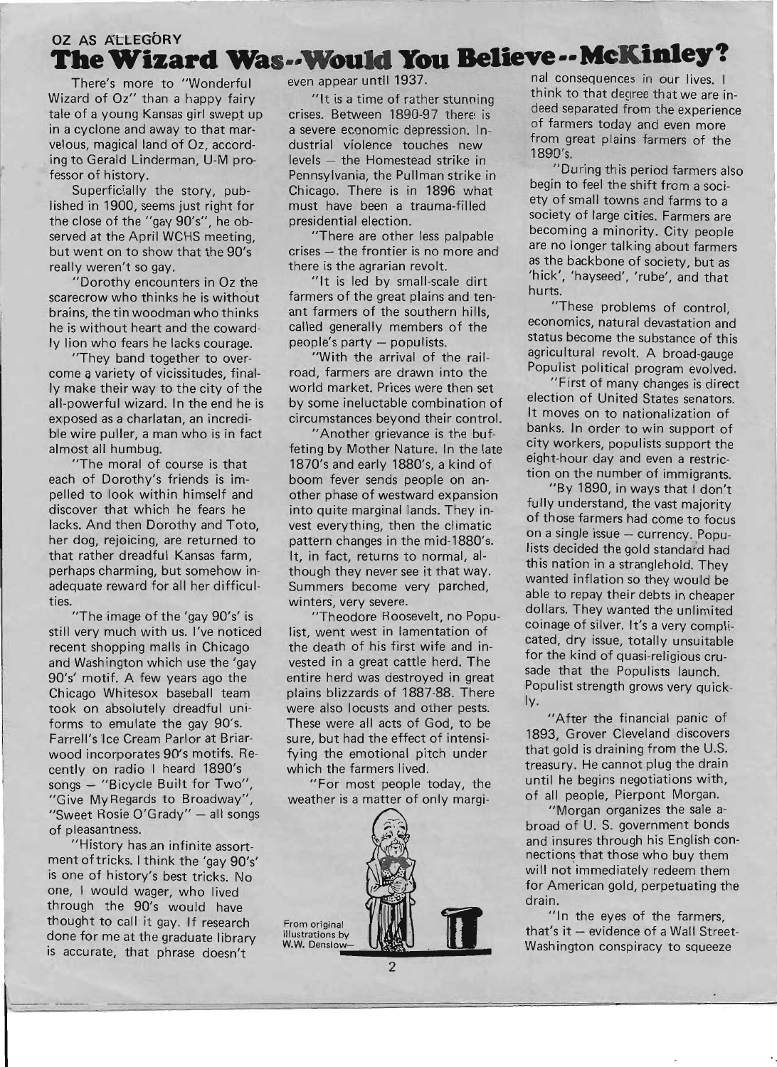OZ AS ALLEGORY

# The Wizard Was--Would You Believe--McKinley?

There's more to "Wonderful Wizard of Oz" than a happy fairy tale of a young Kansas girl swept up in a cyclone and away to that marvelous, magical land of Oz, according to Gerald Linderman, U-M professor of history.

Superficially the story, published in 1900, seems just right for the close of the "gay 90's", he observed at the April WCHS meeting, but went on to show that the 90's really weren't so gay.

"Dorothy encounters in Oz the scarecrow who thinks he is without brains, the tin woodman who thinks he is without heart and the cowardly lion who fears he lacks courage.

"They band together to overcome a variety of vicissitudes, finally make their way to the city of the all-powerful wizard. In the end he is exposed as a charlatan, an incredible wire puller, a man who is in fact almost all humbug.

"The moral of course is that each of Dorothy's friends is impelled to look within himself and discover that which he fears he lacks. And then Dorothy and Toto, her dog, rejoicing, are returned to that rather dreadful Kansas farm, perhaps charming, but somehow inadequate reward for all her difficulties.

"The image of the 'gay 90's' is still very much with us. I've noticed recent shopping malls in Chicago and Washington which use the 'gay 90's' motif. A few years ago the Chicago Whitesox baseball team took on absolutely dreadful uniforms to emulate the gay 90's. Farrell's Ice Cream Parlor at Briarwood incorporates 90's motifs. Recently on radio I heard 1890's songs — "Bicycle Built for Two", "Give My Regards to Broadway", "Sweet Rosie O'Grady" — all songs of pleasantness.

"History has an infinite assortment of tricks. I think the 'gay 90's' is one of history's best tricks. No one, I would wager, who lived through the 90's would have thought to call it gay. If research done for me at the graduate library is accurate, that phrase doesn't even appear until 1937.

"It is a time of rather stunning crises. Between 1890-97 there is a severe economic depression. Industrial violence touches new levels — the Homestead strike in Pennsylvania, the Pullman strike in Chicago. There is in 1896 what must have been a trauma-filled presidential election.

"There are other less palpable crises — the frontier is no more and there is the agrarian revolt.

"It is led by small-scale dirt farmers of the great plains and tenant farmers of the southern hills, called generally members of the people's party — populists.

"With the arrival of the railroad, farmers are drawn into the world market. Prices were then set by some ineluctable combination of circumstances beyond their control.

"Another grievance is the buffeting by Mother Nature. In the late 1870's and early 1880's, a kind of boom fever sends people on another phase of westward expansion into quite marginal lands. They invest everything, then the climatic pattern changes in the mid-1880's. It, in fact, returns to normal, although they never see it that way. Summers become very parched, winters, very severe.

"Theodore Roosevelt, no Populist, went west in lamentation of the death of his first wife and invested in a great cattle herd. The entire herd was destroyed in great plains blizzards of 1887-88. There were also locusts and other pests. These were all acts of God, to be sure, but had the effect of intensifying the emotional pitch under which the farmers lived.

"For most people today, the weather is a matter of only marginal consequences in our lives. I think to that degree that we are indeed separated from the experience of farmers today and even more from great plains farmers of the 1890's.

From original illustrations by W.W. Denslow—

"During this period farmers also begin to feel the shift from a society of small towns and farms to a society of large cities. Farmers are becoming a minority. City people are no longer talking about farmers as the backbone of society, but as 'hick', 'hayseed', 'rube', and that hurts.

"These problems of control, economics, natural devastation and status become the substance of this agricultural revolt. A broad-gauge Populist political program evolved.

"First of many changes is direct election of United States senators. It moves on to nationalization of banks. In order to win support of city workers, populists support the eight-hour day and even a restriction on the number of immigrants.

"By 1890, in ways that I don't fully understand, the vast majority of those farmers had come to focus on a single issue — currency. Populists decided the gold standard had this nation in a stranglehold. They wanted inflation so they would be able to repay their debts in cheaper dollars. They wanted the unlimited coinage of silver. It's a very complicated, dry issue, totally unsuitable for the kind of quasi-religious crusade that the Populists launch. Populist strength grows very quickly.

"After the financial panic of 1893, Grover Cleveland discovers that gold is draining from the U.S. treasury. He cannot plug the drain until he begins negotiations with, of all people, Pierpont Morgan.

"Morgan organizes the sale abroad of U. S. government bonds and insures through his English connections that those who buy them will not immediately redeem them for American gold, perpetuating the drain.

"In the eyes of the farmers, that's it — evidence of a Wall Street-Washington conspiracy to squeeze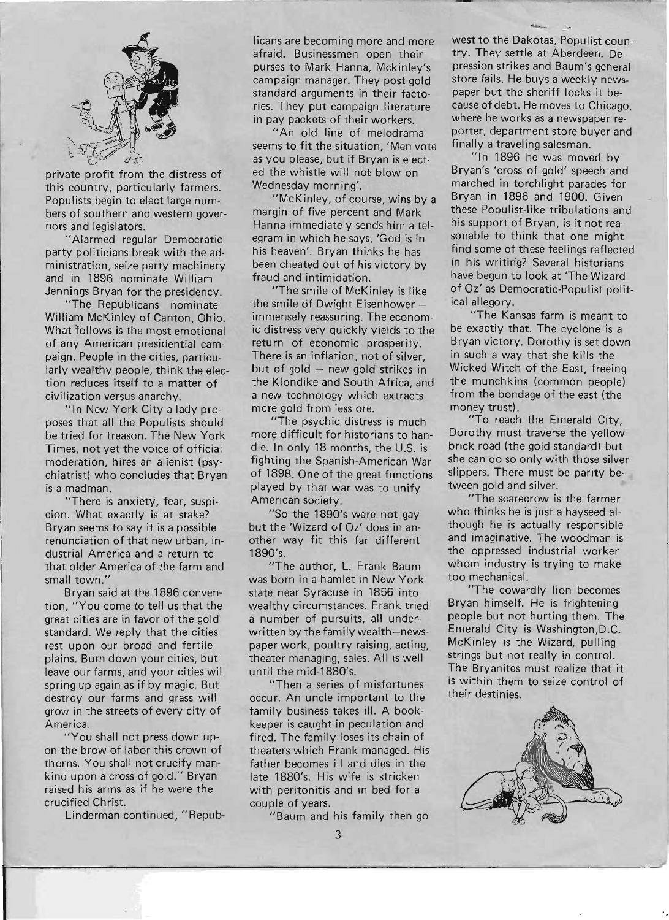private profit from the distress of this country, particularly farmers. Populists begin to elect large numbers of southern and western governors and legislators.

"Alarmed regular Democratic party politicians break with the administration, seize party machinery and in 1896 nominate William Jennings Bryan for the presidency.

"The Republicans nominate William McKinley of Canton, Ohio. What follows is the most emotional of any American presidential campaign. People in the cities, particularly wealthy people, think the election reduces itself to a matter of civilization versus anarchy.

"In New York City a lady proposes that all the Populists should be tried for treason. The New York Times, not yet the voice of official moderation, hires an alienist (psychiatrist) who concludes that Bryan is a madman.

"There is anxiety, fear, suspicion. What exactly is at stake? Bryan seems to say it is a possible renunciation of that new urban, industrial America and a return to that older America of the farm and small town."

Bryan said at the 1896 convention, "You come to tell us that the great cities are in favor of the gold standard. We reply that the cities rest upon our broad and fertile plains. Burn down your cities, but leave our farms, and your cities will spring up again as if by magic. But destroy our farms and grass will grow in the streets of every city of America.

"You shall not press down upon the brow of labor this crown of thorns. You shall not crucify mankind upon a cross of gold." Bryan raised his arms as if he were the crucified Christ.

Linderman continued, "Republicans are becoming more and more afraid. Businessmen open their purses to Mark Hanna, Mckinley's campaign manager. They post gold standard arguments in their factories. They put campaign literature in pay packets of their workers.

"An old line of melodrama seems to fit the situation, 'Men vote as you please, but if Bryan is elected the whistle will not blow on Wednesday morning'.

"McKinley, of course, wins by a margin of five percent and Mark Hanna immediately sends him a telegram in which he says, 'God is in his heaven'. Bryan thinks he has been cheated out of his victory by fraud and intimidation.

"The smile of McKinley is like the smile of Dwight Eisenhower — immensely reassuring. The economic distress very quickly yields to the return of economic prosperity. There is an inflation, not of silver, but of gold — new gold strikes in the Klondike and South Africa, and a new technology which extracts more gold from less ore.

"The psychic distress is much more difficult for historians to handle. In only 18 months, the U.S. is fighting the Spanish-American War of 1898. One of the great functions played by that war was to unify American society.

"So the 1890's were not gay but the 'Wizard of Oz' does in another way fit this far different 1890's.

"The author, L. Frank Baum was born in a hamlet in New York state near Syracuse in 1856 into wealthy circumstances. Frank tried a number of pursuits, all underwritten by the family wealth—newspaper work, poultry raising, acting, theater managing, sales. All is well until the mid-1880's.

"Then a series of misfortunes occur. An uncle important to the family business takes ill. A bookkeeper is caught in peculation and fired. The family loses its chain of theaters which Frank managed. His father becomes ill and dies in the late 1880's. His wife is stricken with peritonitis and in bed for a couple of years.

"Baum and his family then go west to the Dakotas, Populist country. They settle at Aberdeen. Depression strikes and Baum's general store fails. He buys a weekly newspaper but the sheriff locks it because of debt. He moves to Chicago, where he works as a newspaper reporter, department store buyer and finally a traveling salesman.

"In 1896 he was moved by Bryan's 'cross of gold' speech and marched in torchlight parades for Bryan in 1896 and 1900. Given these Populist-like tribulations and his support of Bryan, is it not reasonable to think that one might find some of these feelings reflected in his writing? Several historians have begun to look at 'The Wizard of Oz' as Democratic-Populist political allegory.

"The Kansas farm is meant to be exactly that. The cyclone is a Bryan victory. Dorothy is set down in such a way that she kills the Wicked Witch of the East, freeing the munchkins (common people) from the bondage of the east (the money trust).

"To reach the Emerald City, Dorothy must traverse the yellow brick road (the gold standard) but she can do so only with those silver slippers. There must be parity between gold and silver.

"The scarecrow is the farmer who thinks he is just a hayseed although he is actually responsible and imaginative. The woodman is the oppressed industrial worker whom industry is trying to make too mechanical.

"The cowardly lion becomes Bryan himself. He is frightening people but not hurting them. The Emerald City is Washington, D.C. McKinley is the Wizard, pulling strings but not really in control. The Bryanites must realize that it is within them to seize control of their destinies.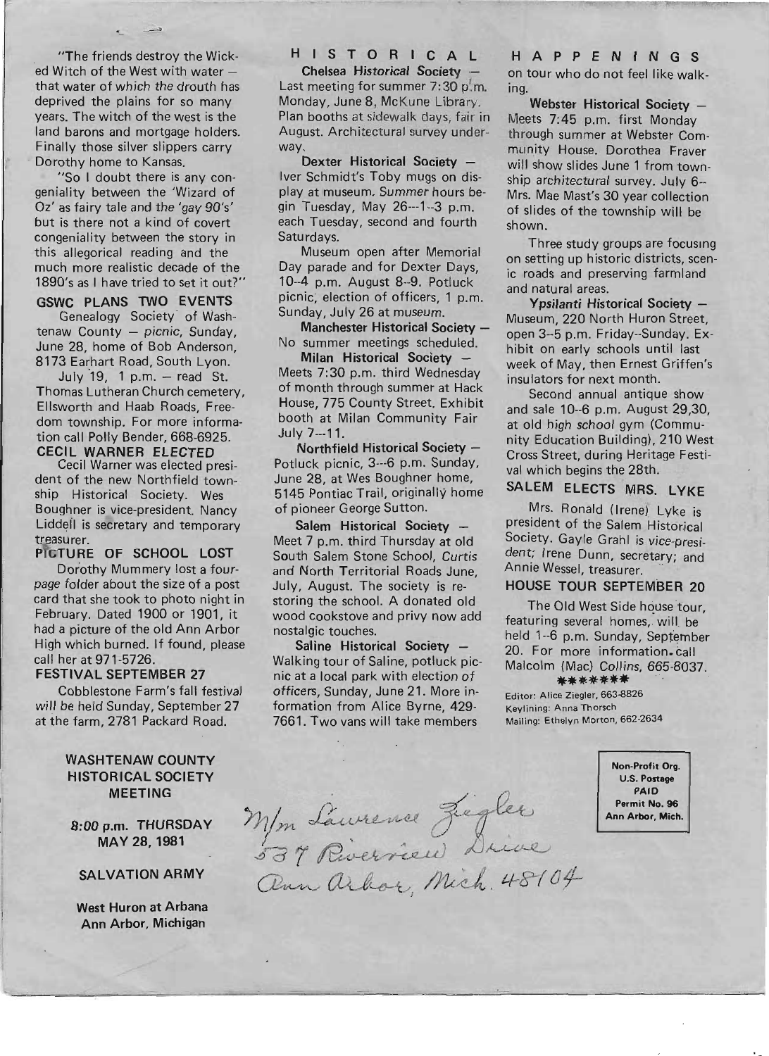"The friends destroy the Wicked Witch of the West with water — that water of which the drouth has deprived the plains for so many years. The witch of the west is the land barons and mortgage holders. Finally those silver slippers carry Dorothy home to Kansas.

"So I doubt there is any congeniality between the 'Wizard of Oz' as fairy tale and the 'gay 90's' but is there not a kind of covert congeniality between the story in this allegorical reading and the much more realistic decade of the 1890's as I have tried to set it out?"

### GSWC PLANS TWO EVENTS

Genealogy Society of Washtenaw County — picnic, Sunday, June 28, home of Bob Anderson, 8173 Earhart Road, South Lyon.

July 19, 1 p.m. — read St. Thomas Lutheran Church cemetery, Ellsworth and Haab Roads, Freedom township. For more information call Polly Bender, 668-6925.

### CECIL WARNER ELECTED

Cecil Warner was elected president of the new Northfield township Historical Society. Wes Boughner is vice-president. Nancy Liddell is secretary and temporary treasurer.

### PICTURE OF SCHOOL LOST

Dorothy Mummery lost a four-page folder about the size of a post card that she took to photo night in February. Dated 1900 or 1901, it had a picture of the old Ann Arbor High which burned. If found, please call her at 971-5726.

### FESTIVAL SEPTEMBER 27

Cobblestone Farm's fall festival will be held Sunday, September 27 at the farm, 2781 Packard Road.

## HISTORICAL HAPPENINGS

**Chelsea Historical Society** — Last meeting for summer 7:30 p.m. Monday, June 8, McKune Library. Plan booths at sidewalk days, fair in August. Architectural survey underway.

**Dexter Historical Society** — Iver Schmidt's Toby mugs on display at museum. Summer hours begin Tuesday, May 26—1-3 p.m. each Tuesday, second and fourth Saturdays.

Museum open after Memorial Day parade and for Dexter Days, 10-4 p.m. August 8-9. Potluck picnic, election of officers, 1 p.m. Sunday, July 26 at museum.

**Manchester Historical Society** — No summer meetings scheduled.

**Milan Historical Society** — Meets 7:30 p.m. third Wednesday of month through summer at Hack House, 775 County Street. Exhibit booth at Milan Community Fair July 7—11.

**Northfield Historical Society** — Potluck picnic, 3—6 p.m. Sunday, June 28, at Wes Boughner home, 5145 Pontiac Trail, originally home of pioneer George Sutton.

**Salem Historical Society** — Meet 7 p.m. third Thursday at old South Salem Stone School, Curtis and North Territorial Roads June, July, August. The society is restoring the school. A donated old wood cookstove and privy now add nostalgic touches.

**Saline Historical Society** — Walking tour of Saline, potluck picnic at a local park with election of officers, Sunday, June 21. More information from Alice Byrne, 429-7661. Two vans will take members on tour who do not feel like walking.

**Webster Historical Society** — Meets 7:45 p.m. first Monday through summer at Webster Community House. Dorothea Fraver will show slides June 1 from township architectural survey. July 6—Mrs. Mae Mast's 30 year collection of slides of the township will be shown.

Three study groups are focusing on setting up historic districts, scenic roads and preserving farmland and natural areas.

**Ypsilanti Historical Society** — Museum, 220 North Huron Street, open 3-5 p.m. Friday-Sunday. Exhibit on early schools until last week of May, then Ernest Griffen's insulators for next month.

Second annual antique show and sale 10-6 p.m. August 29,30, at old high school gym (Community Education Building), 210 West Cross Street, during Heritage Festival which begins the 28th.

### SALEM ELECTS MRS. LYKE

Mrs. Ronald (Irene) Lyke is president of the Salem Historical Society. Gayle Grahl is vice-president; Irene Dunn, secretary; and Annie Wessel, treasurer.

### HOUSE TOUR SEPTEMBER 20

The Old West Side house tour, featuring several homes, will be held 1-6 p.m. Sunday, September 20. For more information call Malcolm (Mac) Collins, 665-8037.

\*\*\*\*\*\*\*

Editor: Alice Ziegler, 663-8826
Keylining: Anna Thorsch
Mailing: Ethelyn Morton, 662-2634

**WASHTENAW COUNTY HISTORICAL SOCIETY MEETING**

**8:00 p.m. THURSDAY MAY 28, 1981**

**SALVATION ARMY**

**West Huron at Arbana**
**Ann Arbor, Michigan**

Non-Profit Org.
U.S. Postage
PAID
Permit No. 96
Ann Arbor, Mich.

M/m Lawrence Ziegler
537 Riverview Drive
Ann Arbor, Mich. 48104